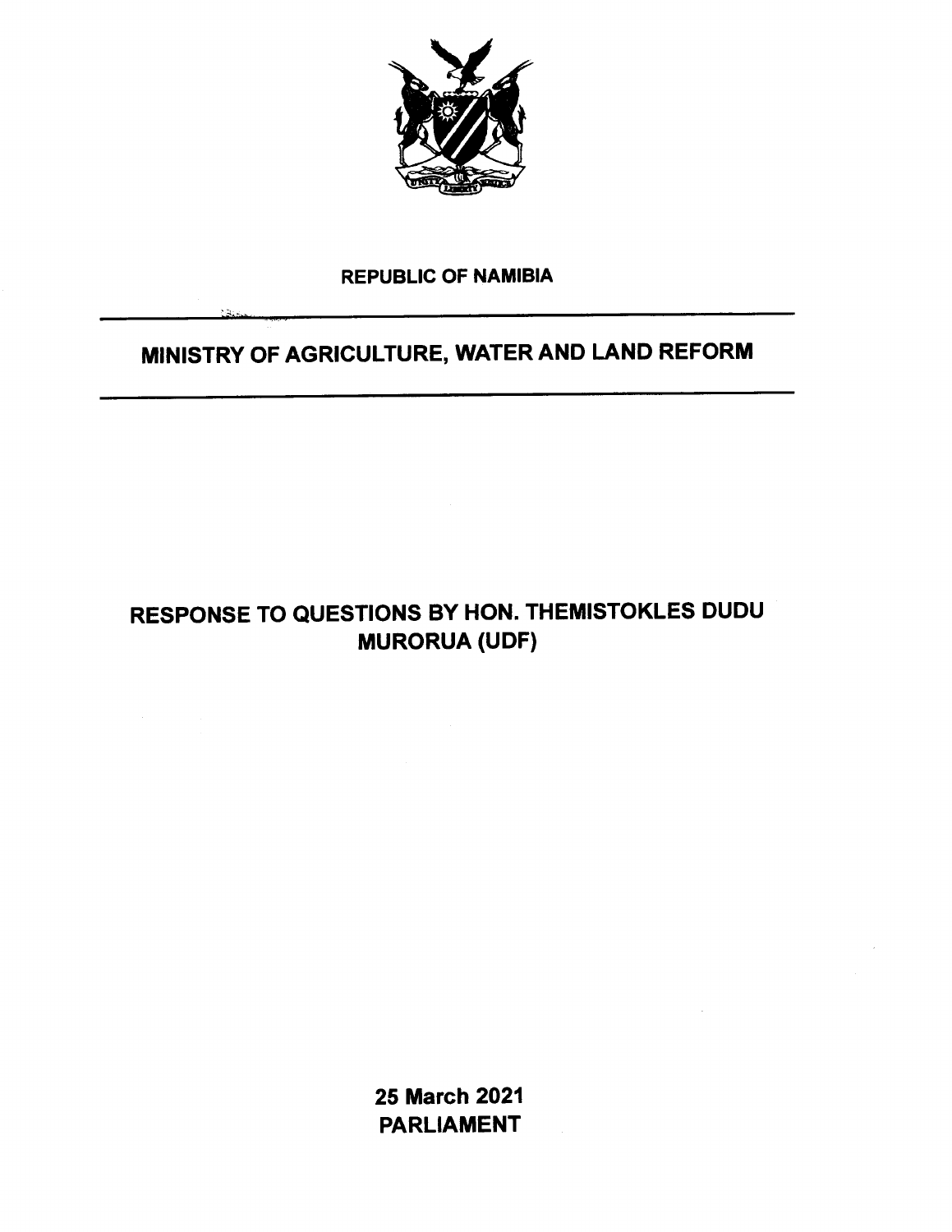**REPUBLIC OF NAMIBIA**

# MINISTRY OF AGRICULTURE, WATER AND LAND REFORM

## RESPONSE TO QUESTIONS BY HON. THEMISTOKLES DUDU MURORUA (UDF)

**25 March 2021**
**PARLIAMENT**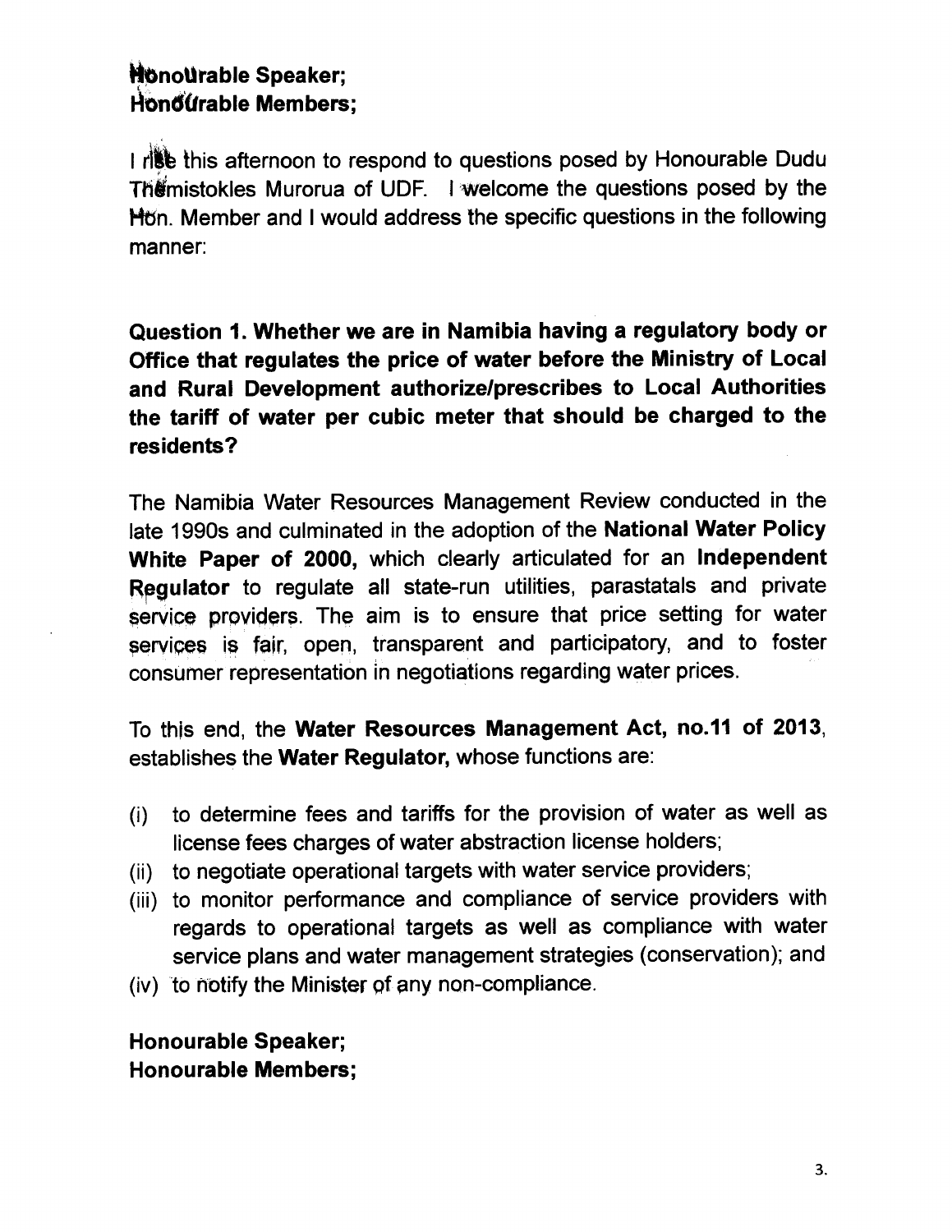**Honourable Speaker;**
**Honourable Members;**

I rise this afternoon to respond to questions posed by Honourable Dudu Themistokles Murorua of UDF. I welcome the questions posed by the Hon. Member and I would address the specific questions in the following manner:

**Question 1. Whether we are in Namibia having a regulatory body or Office that regulates the price of water before the Ministry of Local and Rural Development authorize/prescribes to Local Authorities the tariff of water per cubic meter that should be charged to the residents?**

The Namibia Water Resources Management Review conducted in the late 1990s and culminated in the adoption of the **National Water Policy White Paper of 2000,** which clearly articulated for an **Independent Regulator** to regulate all state-run utilities, parastatals and private service providers. The aim is to ensure that price setting for water services is fair, open, transparent and participatory, and to foster consumer representation in negotiations regarding water prices.

To this end, the **Water Resources Management Act, no.11 of 2013**, establishes the **Water Regulator,** whose functions are:

- (i) to determine fees and tariffs for the provision of water as well as license fees charges of water abstraction license holders;
- (ii) to negotiate operational targets with water service providers;
- (iii) to monitor performance and compliance of service providers with regards to operational targets as well as compliance with water service plans and water management strategies (conservation); and
- (iv) to notify the Minister of any non-compliance.

**Honourable Speaker;**
**Honourable Members;**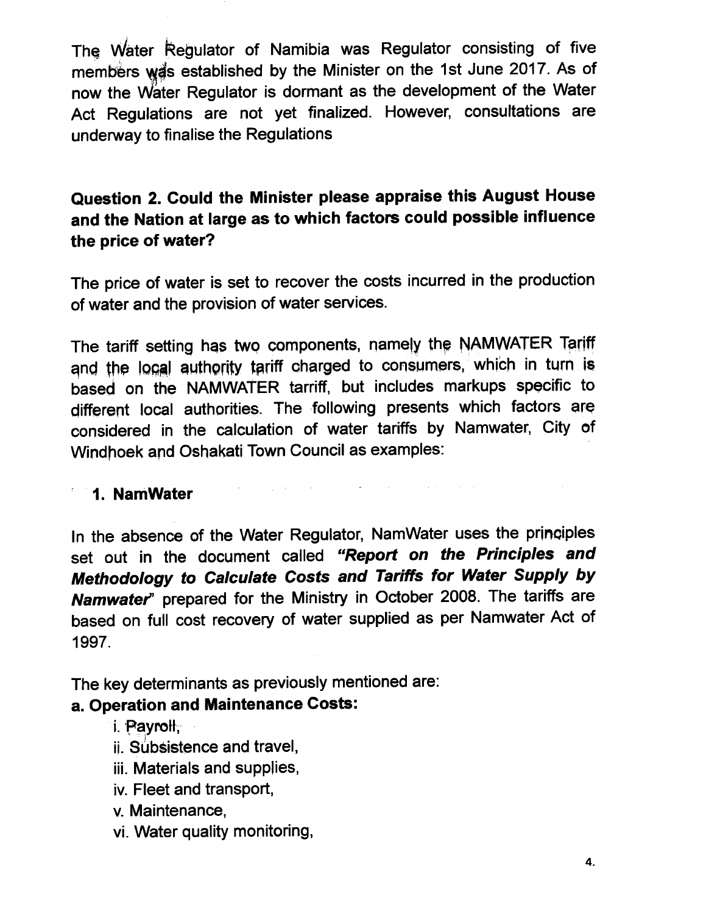The Water Regulator of Namibia was Regulator consisting of five members was established by the Minister on the 1st June 2017. As of now the Water Regulator is dormant as the development of the Water Act Regulations are not yet finalized. However, consultations are underway to finalise the Regulations

**Question 2. Could the Minister please appraise this August House and the Nation at large as to which factors could possible influence the price of water?**

The price of water is set to recover the costs incurred in the production of water and the provision of water services.

The tariff setting has two components, namely the NAMWATER Tariff and the local authority tariff charged to consumers, which in turn is based on the NAMWATER tarriff, but includes markups specific to different local authorities. The following presents which factors are considered in the calculation of water tariffs by Namwater, City of Windhoek and Oshakati Town Council as examples:

**1. NamWater**

In the absence of the Water Regulator, NamWater uses the principles set out in the document called ***"Report on the Principles and Methodology to Calculate Costs and Tariffs for Water Supply by Namwater"*** prepared for the Ministry in October 2008. The tariffs are based on full cost recovery of water supplied as per Namwater Act of 1997.

The key determinants as previously mentioned are:

**a. Operation and Maintenance Costs:**

i. Payroll,
ii. Subsistence and travel,
iii. Materials and supplies,
iv. Fleet and transport,
v. Maintenance,
vi. Water quality monitoring,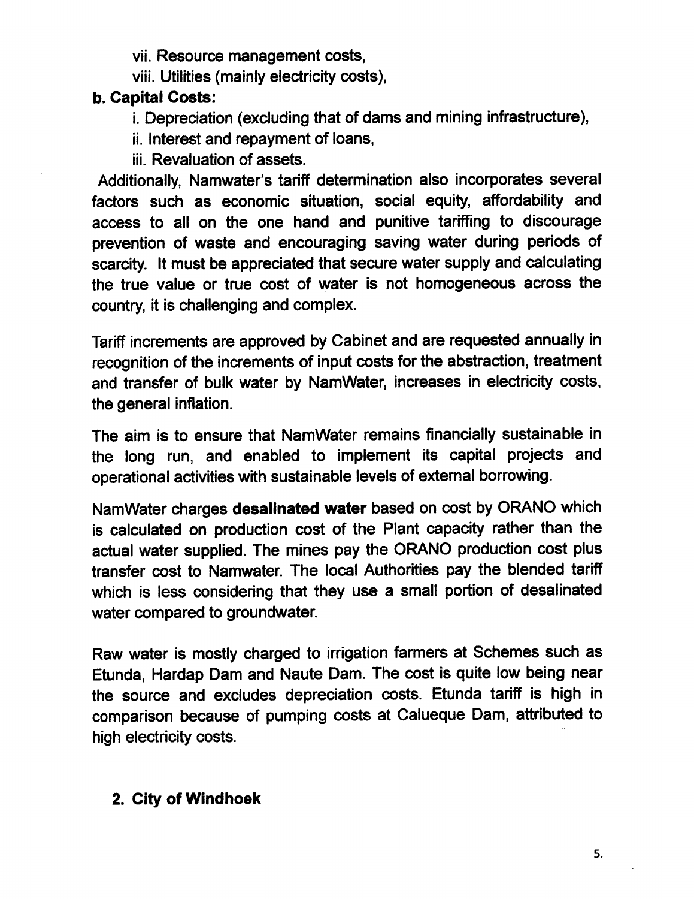vii. Resource management costs,

viii. Utilities (mainly electricity costs),

**b. Capital Costs:**

i. Depreciation (excluding that of dams and mining infrastructure),

ii. Interest and repayment of loans,

iii. Revaluation of assets.

Additionally, Namwater's tariff determination also incorporates several factors such as economic situation, social equity, affordability and access to all on the one hand and punitive tariffing to discourage prevention of waste and encouraging saving water during periods of scarcity. It must be appreciated that secure water supply and calculating the true value or true cost of water is not homogeneous across the country, it is challenging and complex.

Tariff increments are approved by Cabinet and are requested annually in recognition of the increments of input costs for the abstraction, treatment and transfer of bulk water by NamWater, increases in electricity costs, the general inflation.

The aim is to ensure that NamWater remains financially sustainable in the long run, and enabled to implement its capital projects and operational activities with sustainable levels of external borrowing.

NamWater charges **desalinated water** based on cost by ORANO which is calculated on production cost of the Plant capacity rather than the actual water supplied. The mines pay the ORANO production cost plus transfer cost to Namwater. The local Authorities pay the blended tariff which is less considering that they use a small portion of desalinated water compared to groundwater.

Raw water is mostly charged to irrigation farmers at Schemes such as Etunda, Hardap Dam and Naute Dam. The cost is quite low being near the source and excludes depreciation costs. Etunda tariff is high in comparison because of pumping costs at Calueque Dam, attributed to high electricity costs.

## 2. City of Windhoek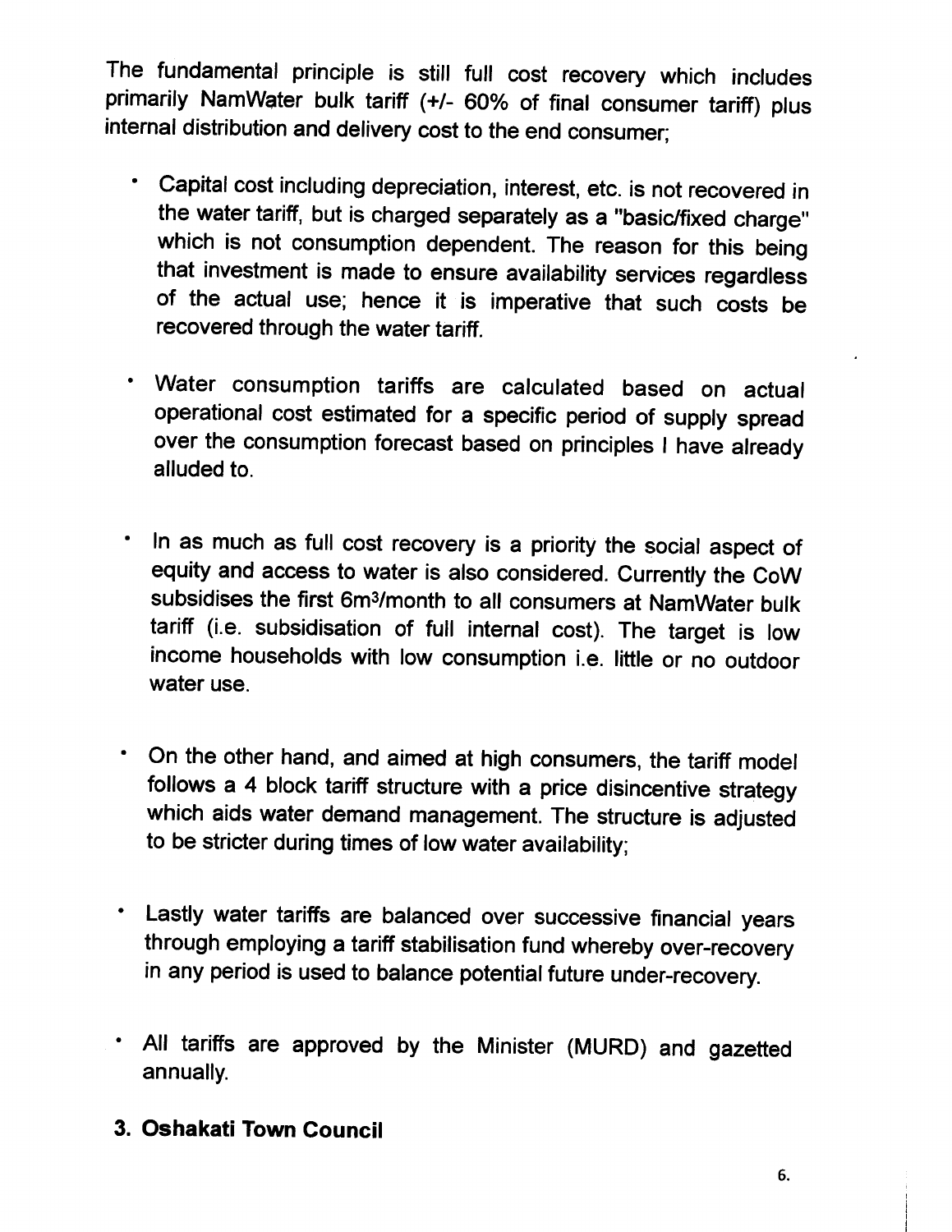The fundamental principle is still full cost recovery which includes primarily NamWater bulk tariff (+/- 60% of final consumer tariff) plus internal distribution and delivery cost to the end consumer;

- Capital cost including depreciation, interest, etc. is not recovered in the water tariff, but is charged separately as a "basic/fixed charge" which is not consumption dependent. The reason for this being that investment is made to ensure availability services regardless of the actual use; hence it is imperative that such costs be recovered through the water tariff.

- Water consumption tariffs are calculated based on actual operational cost estimated for a specific period of supply spread over the consumption forecast based on principles I have already alluded to.

- In as much as full cost recovery is a priority the social aspect of equity and access to water is also considered. Currently the CoW subsidises the first 6m³/month to all consumers at NamWater bulk tariff (i.e. subsidisation of full internal cost). The target is low income households with low consumption i.e. little or no outdoor water use.

- On the other hand, and aimed at high consumers, the tariff model follows a 4 block tariff structure with a price disincentive strategy which aids water demand management. The structure is adjusted to be stricter during times of low water availability;

- Lastly water tariffs are balanced over successive financial years through employing a tariff stabilisation fund whereby over-recovery in any period is used to balance potential future under-recovery.

- All tariffs are approved by the Minister (MURD) and gazetted annually.

## 3. Oshakati Town Council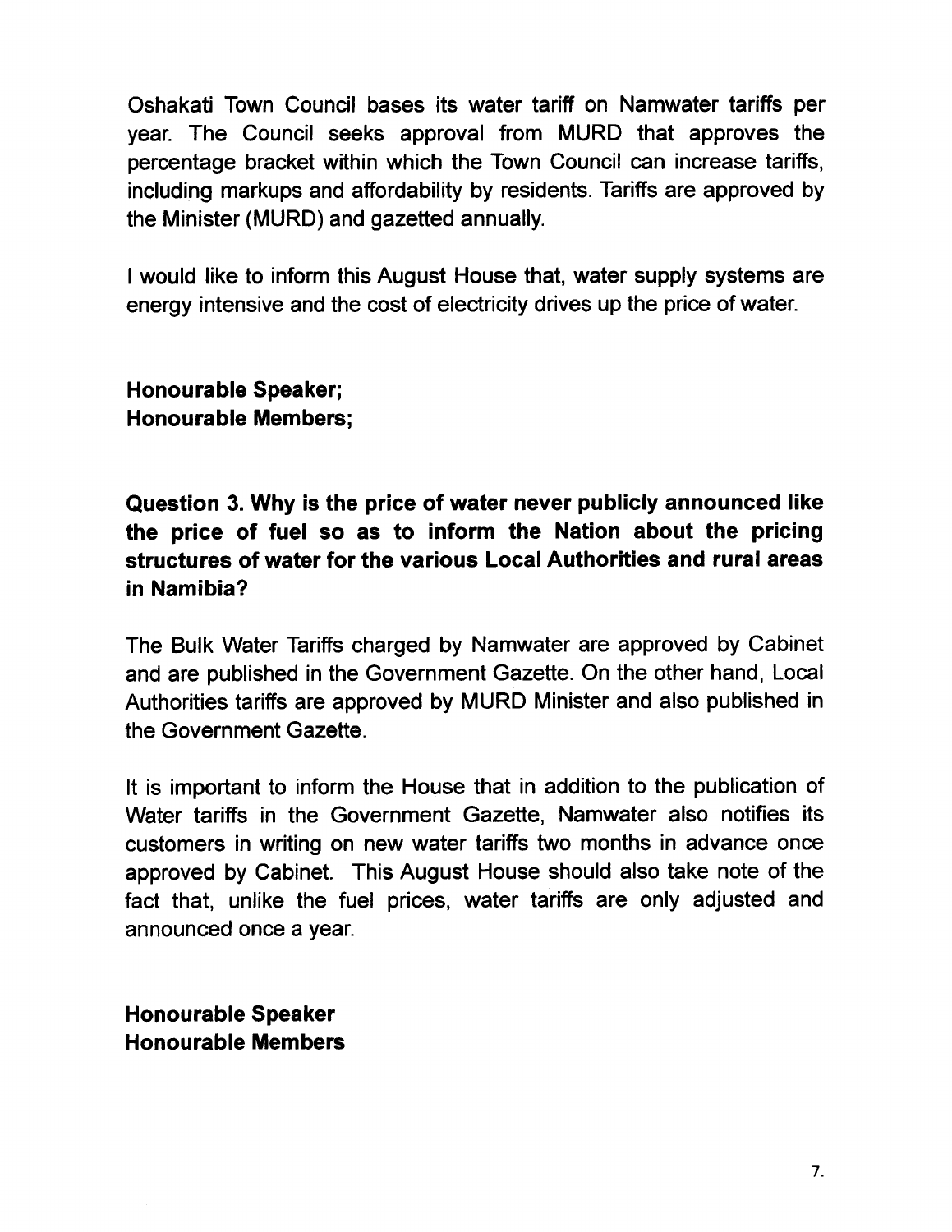Oshakati Town Council bases its water tariff on Namwater tariffs per year. The Council seeks approval from MURD that approves the percentage bracket within which the Town Council can increase tariffs, including markups and affordability by residents. Tariffs are approved by the Minister (MURD) and gazetted annually.

I would like to inform this August House that, water supply systems are energy intensive and the cost of electricity drives up the price of water.

**Honourable Speaker;**
**Honourable Members;**

**Question 3. Why is the price of water never publicly announced like the price of fuel so as to inform the Nation about the pricing structures of water for the various Local Authorities and rural areas in Namibia?**

The Bulk Water Tariffs charged by Namwater are approved by Cabinet and are published in the Government Gazette. On the other hand, Local Authorities tariffs are approved by MURD Minister and also published in the Government Gazette.

It is important to inform the House that in addition to the publication of Water tariffs in the Government Gazette, Namwater also notifies its customers in writing on new water tariffs two months in advance once approved by Cabinet. This August House should also take note of the fact that, unlike the fuel prices, water tariffs are only adjusted and announced once a year.

**Honourable Speaker**
**Honourable Members**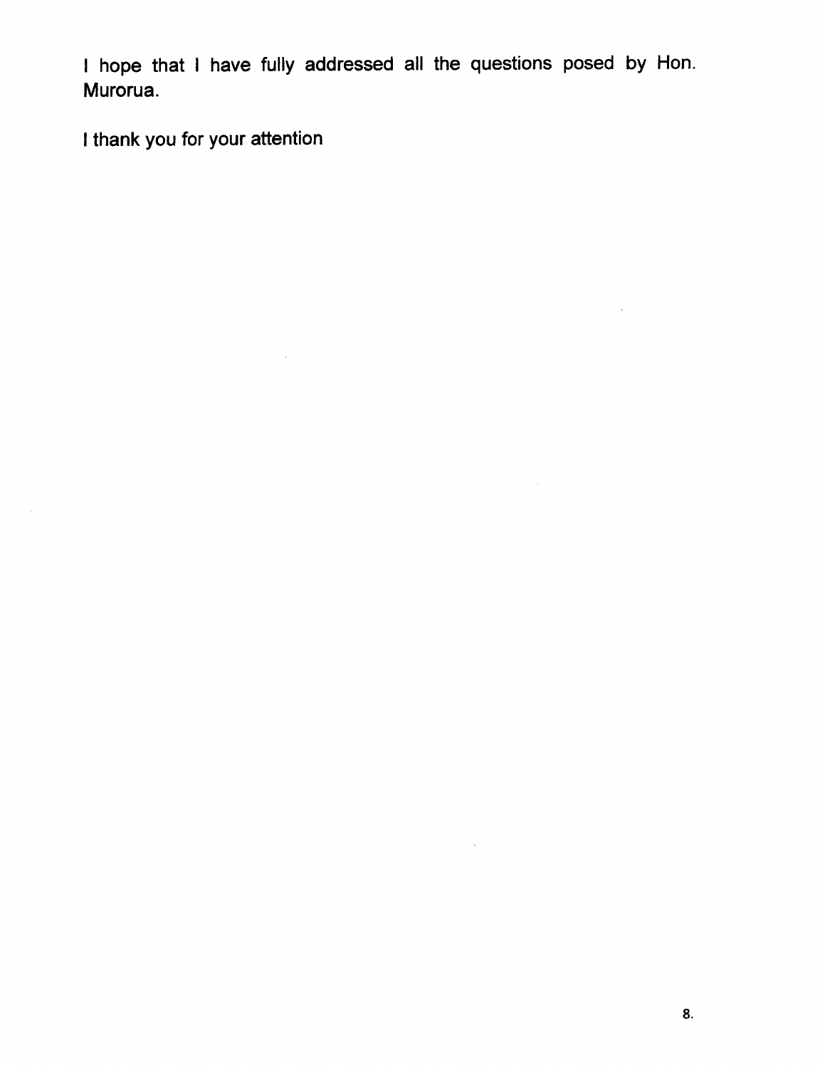I hope that I have fully addressed all the questions posed by Hon. Murorua.

I thank you for your attention